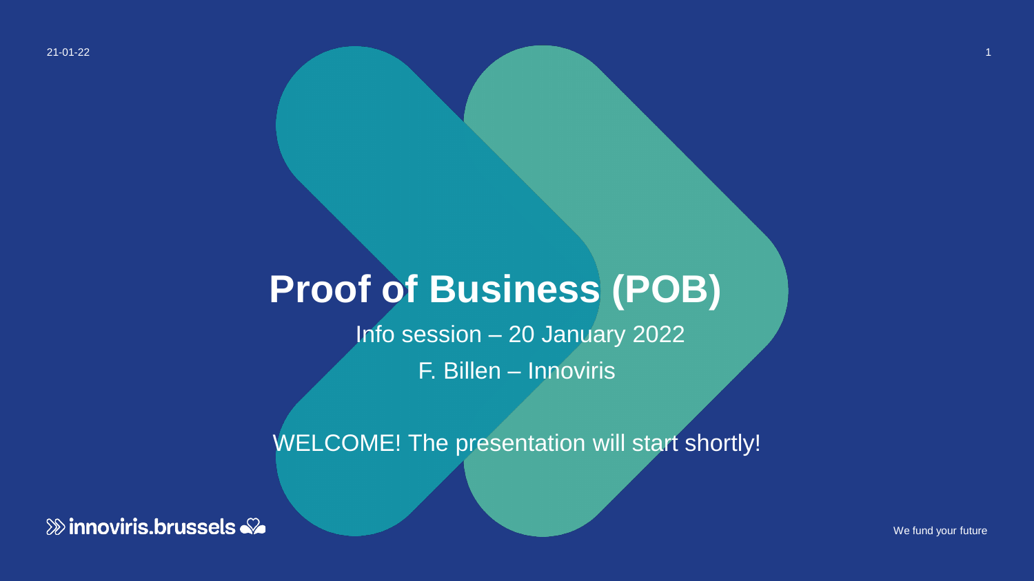# Proof of Business (POB)

Info session – 20 January 2022

F. Billen – Innoviris

WELCOME! The presentation will start shortly!

innoviris.brussels

We fund your future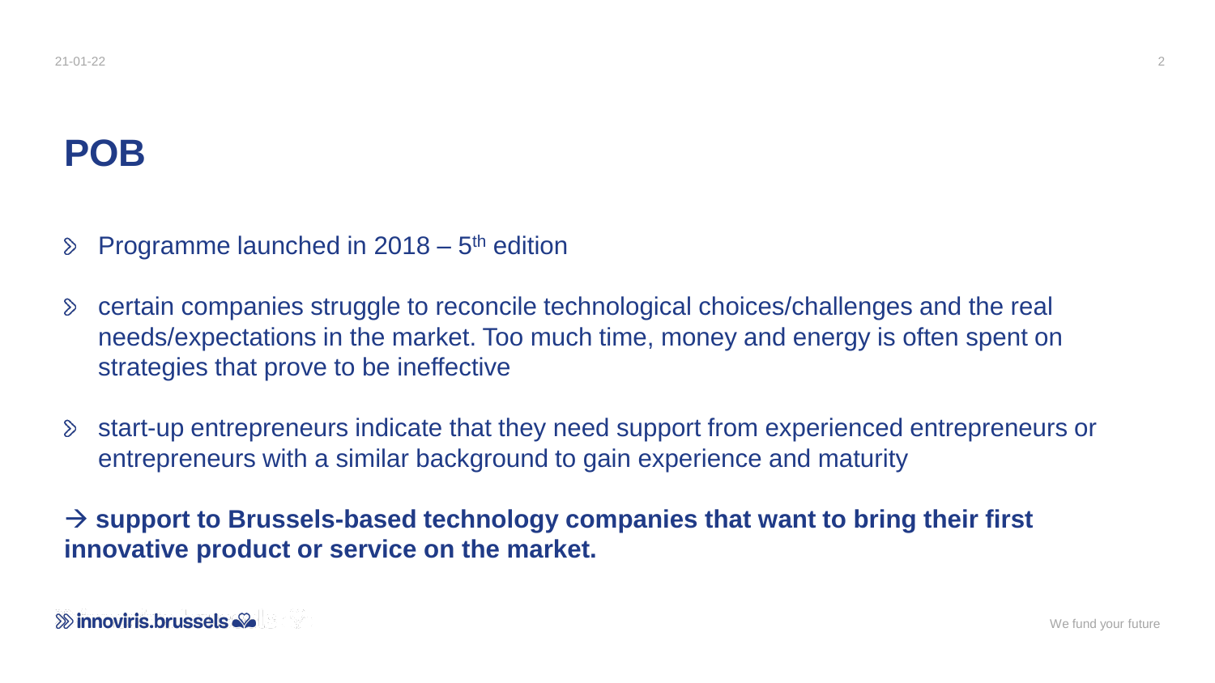# POB

- Programme launched in 2018 – 5th edition
- certain companies struggle to reconcile technological choices/challenges and the real needs/expectations in the market. Too much time, money and energy is often spent on strategies that prove to be ineffective
- start-up entrepreneurs indicate that they need support from experienced entrepreneurs or entrepreneurs with a similar background to gain experience and maturity

**→ support to Brussels-based technology companies that want to bring their first innovative product or service on the market.**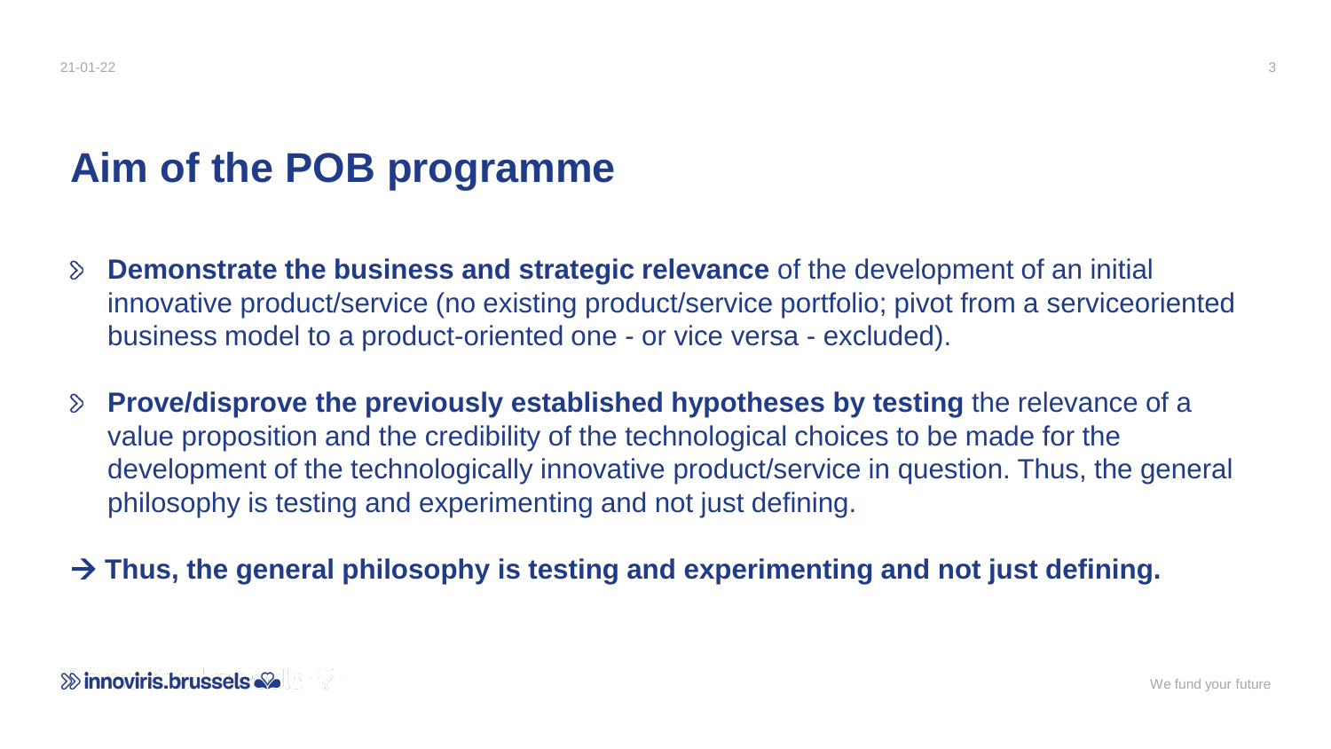# Aim of the POB programme

- **Demonstrate the business and strategic relevance** of the development of an initial innovative product/service (no existing product/service portfolio; pivot from a serviceoriented business model to a product-oriented one - or vice versa - excluded).
- **Prove/disprove the previously established hypotheses by testing** the relevance of a value proposition and the credibility of the technological choices to be made for the development of the technologically innovative product/service in question. Thus, the general philosophy is testing and experimenting and not just defining.

**→ Thus, the general philosophy is testing and experimenting and not just defining.**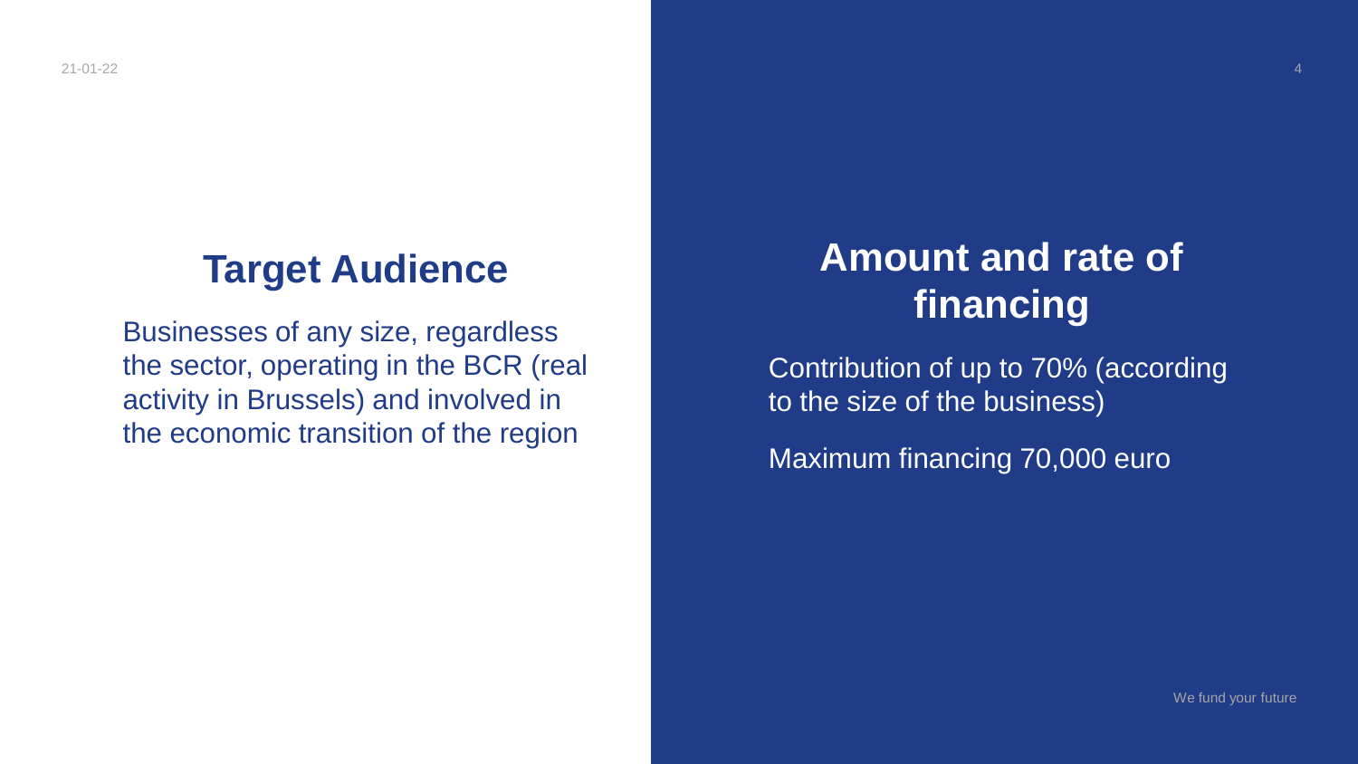## Target Audience

Businesses of any size, regardless the sector, operating in the BCR (real activity in Brussels) and involved in the economic transition of the region

## Amount and rate of financing

Contribution of up to 70% (according to the size of the business)

Maximum financing 70,000 euro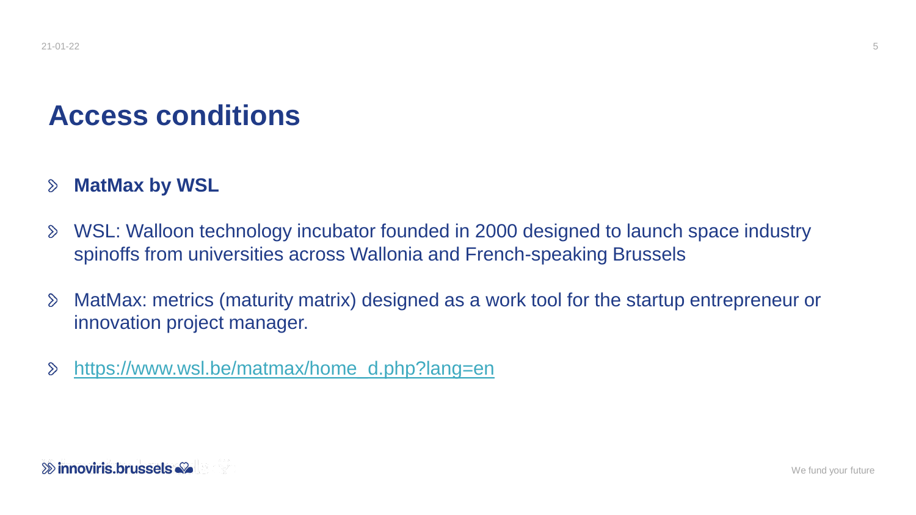# Access conditions

- **MatMax by WSL**
- WSL: Walloon technology incubator founded in 2000 designed to launch space industry spinoffs from universities across Wallonia and French-speaking Brussels
- MatMax: metrics (maturity matrix) designed as a work tool for the startup entrepreneur or innovation project manager.
- https://www.wsl.be/matmax/home_d.php?lang=en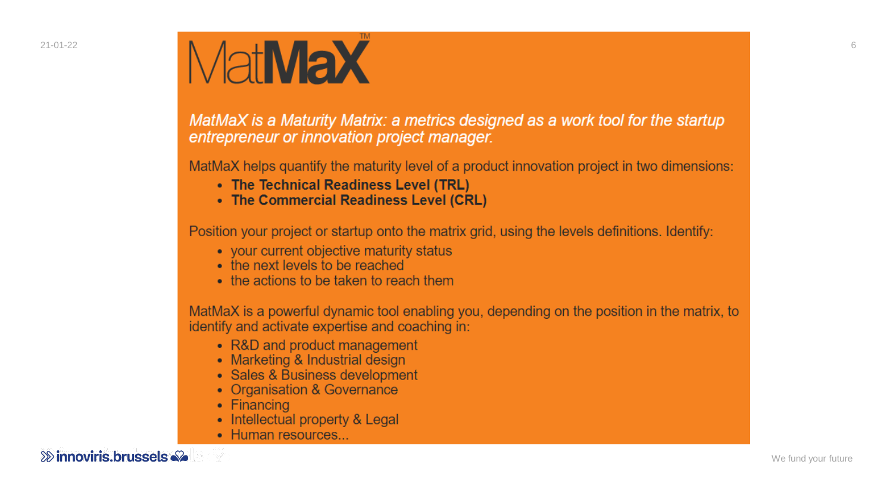# MatMaX™

*MatMaX is a Maturity Matrix: a metrics designed as a work tool for the startup entrepreneur or innovation project manager.*

MatMaX helps quantify the maturity level of a product innovation project in two dimensions:

- **The Technical Readiness Level (TRL)**
- **The Commercial Readiness Level (CRL)**

Position your project or startup onto the matrix grid, using the levels definitions. Identify:

- your current objective maturity status
- the next levels to be reached
- the actions to be taken to reach them

MatMaX is a powerful dynamic tool enabling you, depending on the position in the matrix, to identify and activate expertise and coaching in:

- R&D and product management
- Marketing & Industrial design
- Sales & Business development
- Organisation & Governance
- Financing
- Intellectual property & Legal
- Human resources...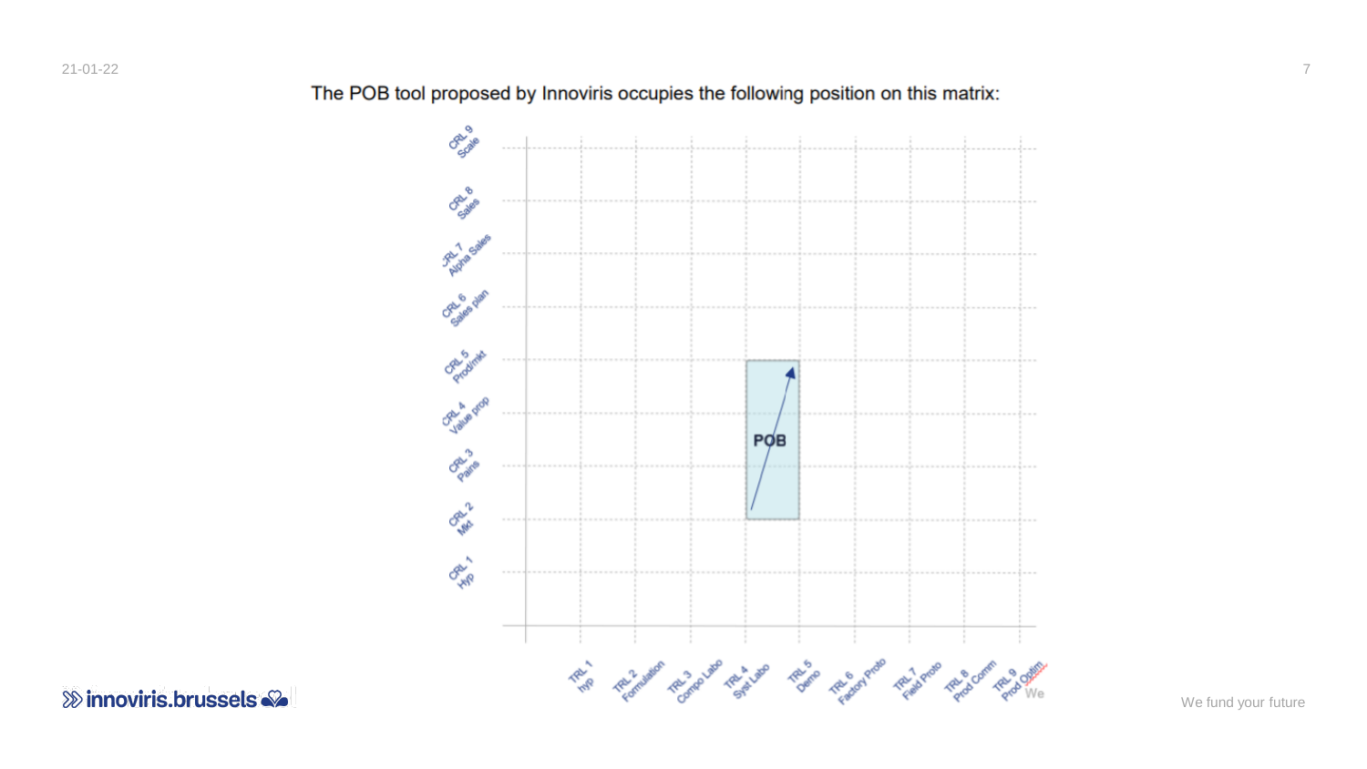The POB tool proposed by Innoviris occupies the following position on this matrix:

CRL 9 Scale

CRL 8 Sales

CRL 7 Alpha Sales

CRL 6 Sales plan

CRL 5 Prod/mkt

CRL 4 Value prop

CRL 3 Pains

CRL 2 Mkt

CRL 1 Hyp

POB

TRL 1 hyp

TRL 2 Formulation

TRL 3 Compo Labo

TRL 4 Syst Labo

TRL 5 Demo

TRL 6 Factory Proto

TRL 7 Field Proto

TRL 8 Prod Comm

TRL 9 Prod Optim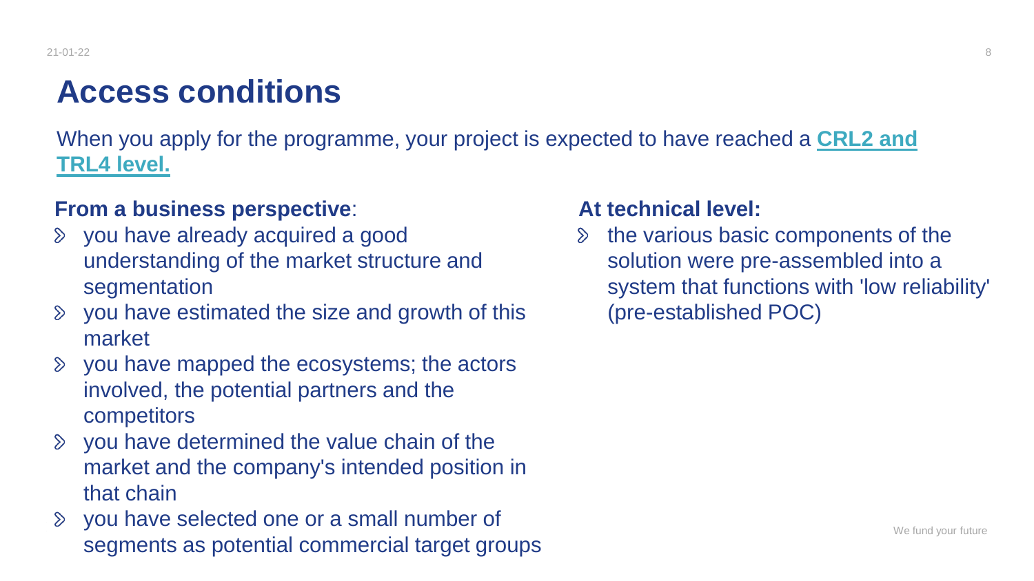# Access conditions

When you apply for the programme, your project is expected to have reached a **CRL2 and TRL4 level.**

**From a business perspective**:

- you have already acquired a good understanding of the market structure and segmentation
- you have estimated the size and growth of this market
- you have mapped the ecosystems; the actors involved, the potential partners and the competitors
- you have determined the value chain of the market and the company's intended position in that chain
- you have selected one or a small number of segments as potential commercial target groups

**At technical level:**

- the various basic components of the solution were pre-assembled into a system that functions with 'low reliability' (pre-established POC)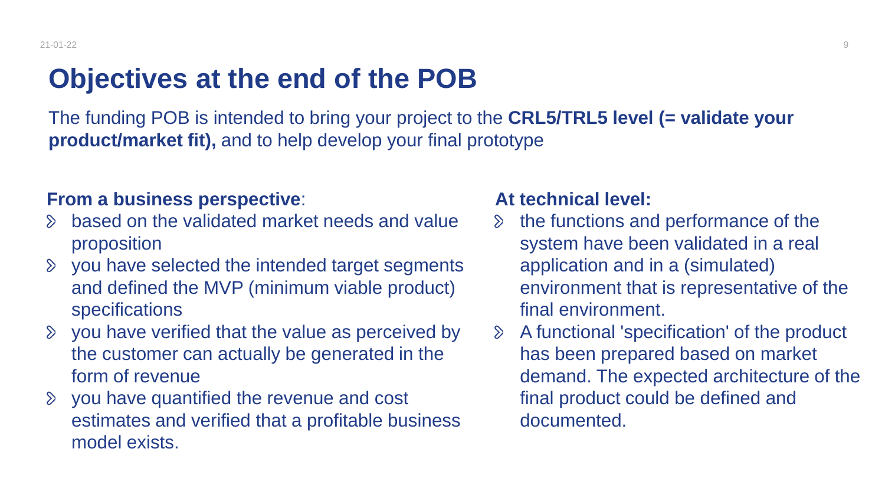# Objectives at the end of the POB

The funding POB is intended to bring your project to the **CRL5/TRL5 level (= validate your product/market fit),** and to help develop your final prototype

**From a business perspective**:

- based on the validated market needs and value proposition
- you have selected the intended target segments and defined the MVP (minimum viable product) specifications
- you have verified that the value as perceived by the customer can actually be generated in the form of revenue
- you have quantified the revenue and cost estimates and verified that a profitable business model exists.

**At technical level:**

- the functions and performance of the system have been validated in a real application and in a (simulated) environment that is representative of the final environment.
- A functional 'specification' of the product has been prepared based on market demand. The expected architecture of the final product could be defined and documented.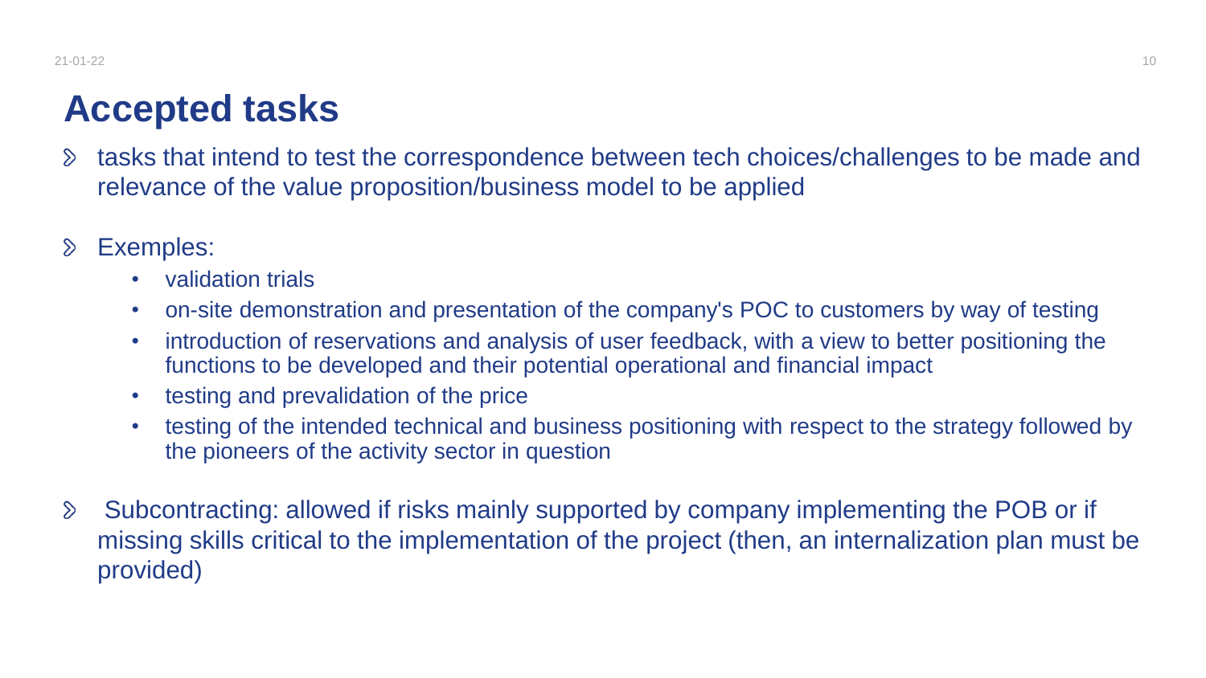# Accepted tasks

- tasks that intend to test the correspondence between tech choices/challenges to be made and relevance of the value proposition/business model to be applied

- Exemples:
  - validation trials
  - on-site demonstration and presentation of the company's POC to customers by way of testing
  - introduction of reservations and analysis of user feedback, with a view to better positioning the functions to be developed and their potential operational and financial impact
  - testing and prevalidation of the price
  - testing of the intended technical and business positioning with respect to the strategy followed by the pioneers of the activity sector in question

- Subcontracting: allowed if risks mainly supported by company implementing the POB or if missing skills critical to the implementation of the project (then, an internalization plan must be provided)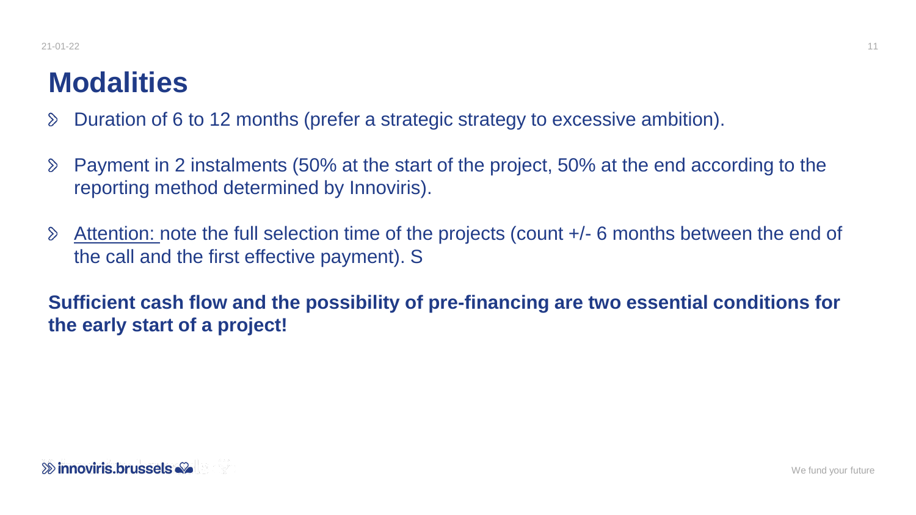# Modalities

- Duration of 6 to 12 months (prefer a strategic strategy to excessive ambition).
- Payment in 2 instalments (50% at the start of the project, 50% at the end according to the reporting method determined by Innoviris).
- Attention: note the full selection time of the projects (count +/- 6 months between the end of the call and the first effective payment). S

**Sufficient cash flow and the possibility of pre-financing are two essential conditions for the early start of a project!**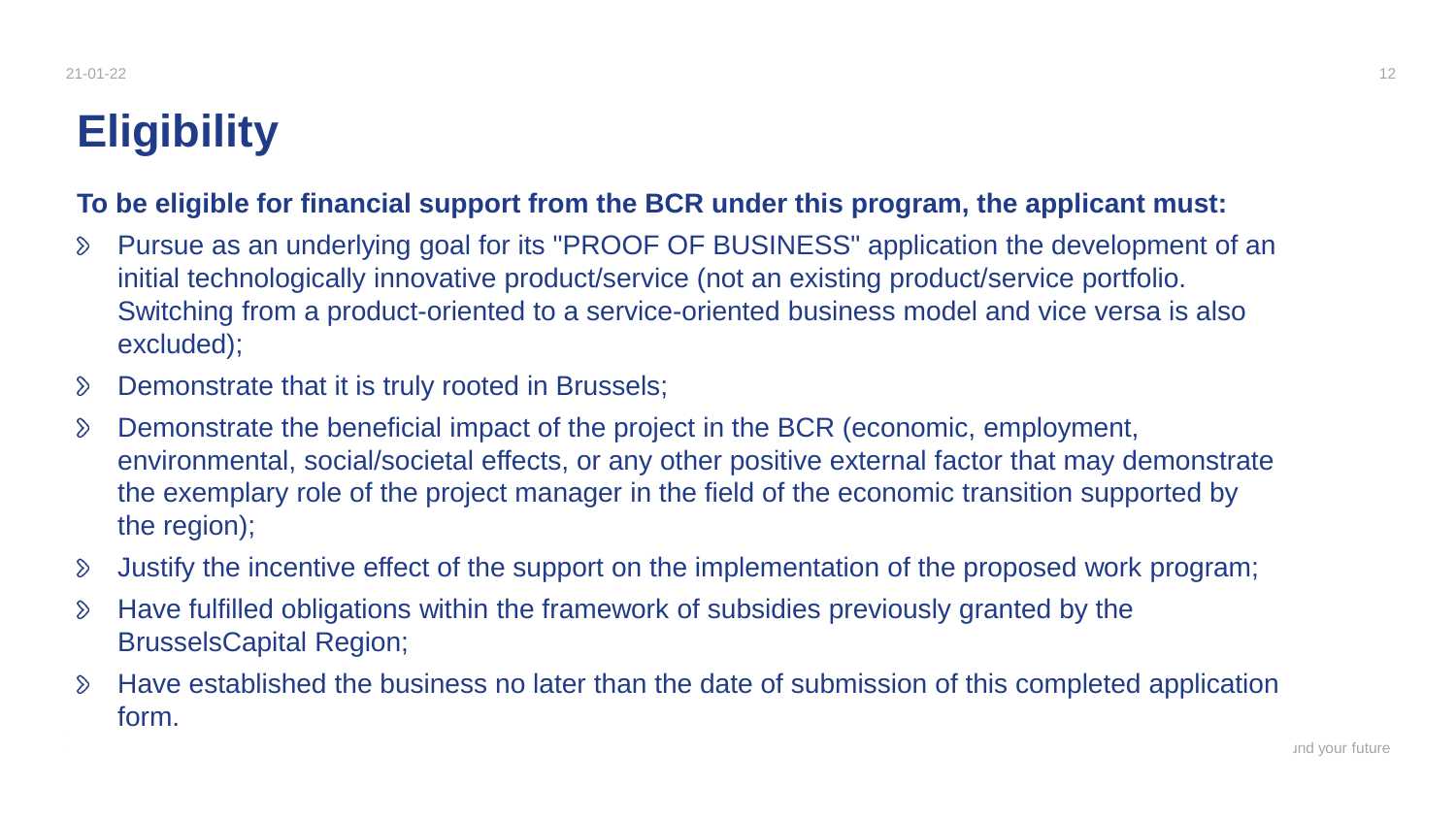# Eligibility

**To be eligible for financial support from the BCR under this program, the applicant must:**

- Pursue as an underlying goal for its "PROOF OF BUSINESS" application the development of an initial technologically innovative product/service (not an existing product/service portfolio. Switching from a product-oriented to a service-oriented business model and vice versa is also excluded);
- Demonstrate that it is truly rooted in Brussels;
- Demonstrate the beneficial impact of the project in the BCR (economic, employment, environmental, social/societal effects, or any other positive external factor that may demonstrate the exemplary role of the project manager in the field of the economic transition supported by the region);
- Justify the incentive effect of the support on the implementation of the proposed work program;
- Have fulfilled obligations within the framework of subsidies previously granted by the BrusselsCapital Region;
- Have established the business no later than the date of submission of this completed application form.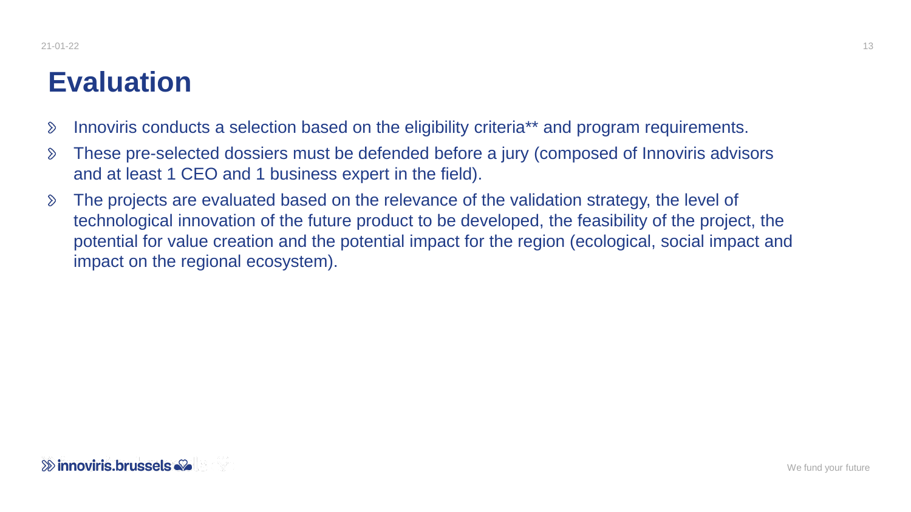# Evaluation

- Innoviris conducts a selection based on the eligibility criteria** and program requirements.
- These pre-selected dossiers must be defended before a jury (composed of Innoviris advisors and at least 1 CEO and 1 business expert in the field).
- The projects are evaluated based on the relevance of the validation strategy, the level of technological innovation of the future product to be developed, the feasibility of the project, the potential for value creation and the potential impact for the region (ecological, social impact and impact on the regional ecosystem).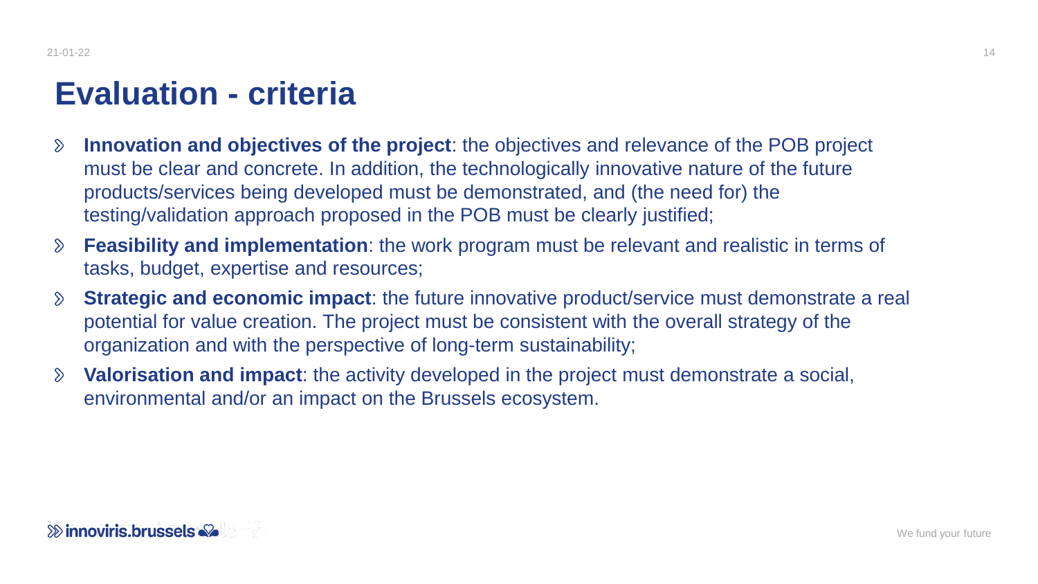# Evaluation - criteria

- **Innovation and objectives of the project**: the objectives and relevance of the POB project must be clear and concrete. In addition, the technologically innovative nature of the future products/services being developed must be demonstrated, and (the need for) the testing/validation approach proposed in the POB must be clearly justified;
- **Feasibility and implementation**: the work program must be relevant and realistic in terms of tasks, budget, expertise and resources;
- **Strategic and economic impact**: the future innovative product/service must demonstrate a real potential for value creation. The project must be consistent with the overall strategy of the organization and with the perspective of long-term sustainability;
- **Valorisation and impact**: the activity developed in the project must demonstrate a social, environmental and/or an impact on the Brussels ecosystem.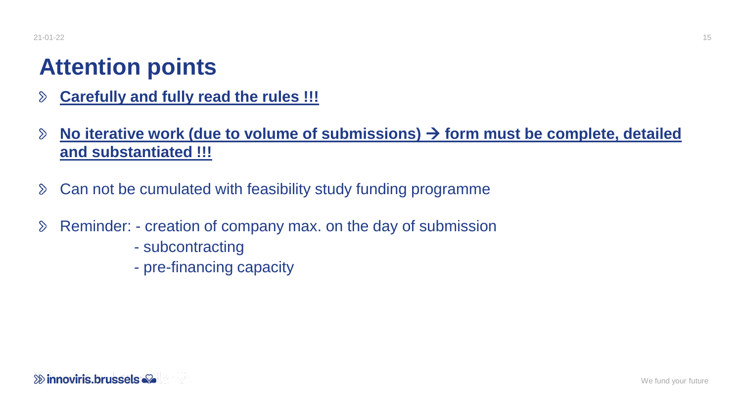# Attention points

- **Carefully and fully read the rules !!!**
- **No iterative work (due to volume of submissions) → form must be complete, detailed and substantiated !!!**
- Can not be cumulated with feasibility study funding programme
- Reminder: - creation of company max. on the day of submission
  - subcontracting
  - pre-financing capacity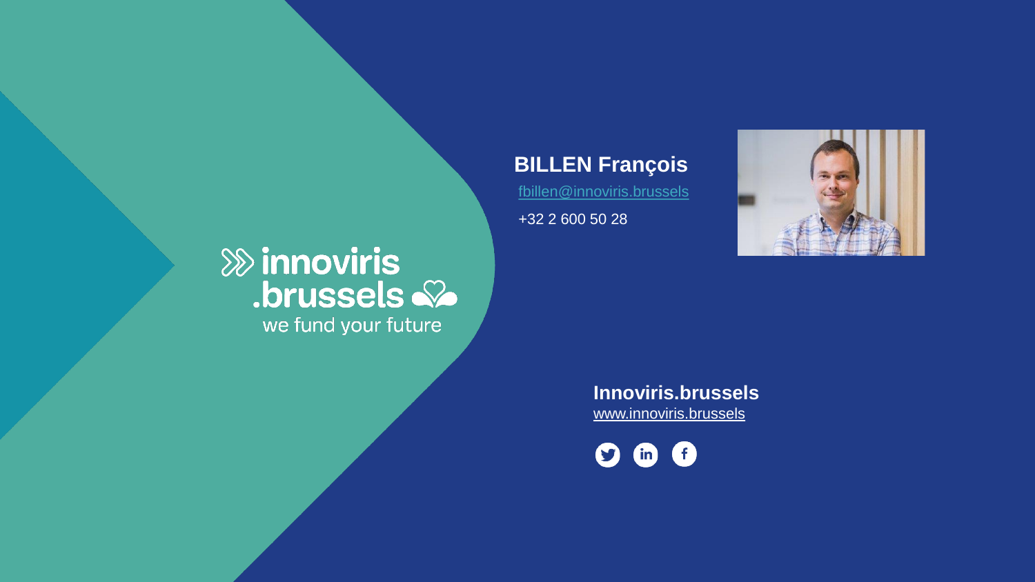innoviris
.brussels
we fund your future

**BILLEN François**

fbillen@innoviris.brussels

+32 2 600 50 28

**Innoviris.brussels**

www.innoviris.brussels